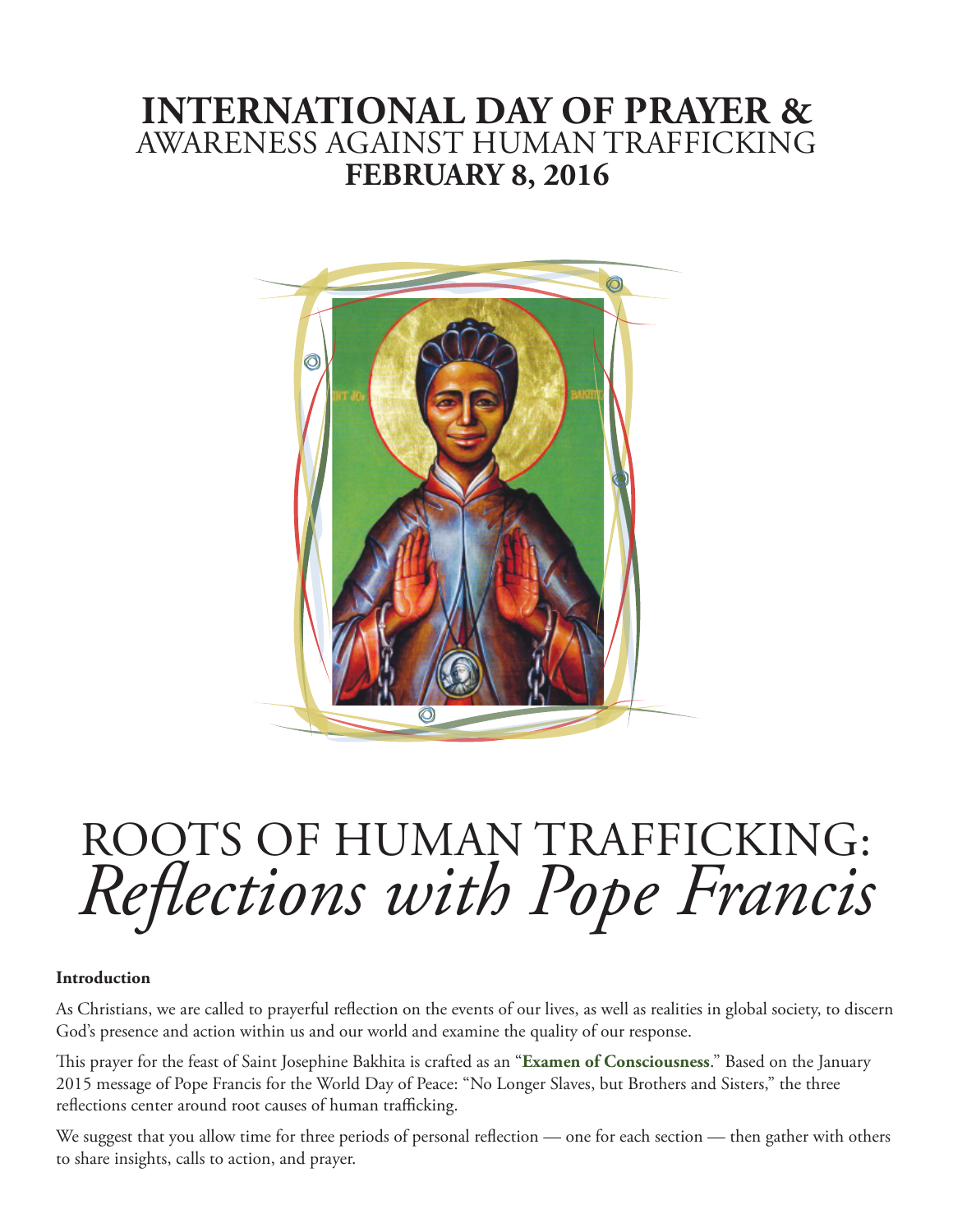# INTERNATIONAL DAY OF PRAYER &
## AWARENESS AGAINST HUMAN TRAFFICKING
## FEBRUARY 8, 2016

# ROOTS OF HUMAN TRAFFICKING: *Reflections with Pope Francis*

**Introduction**

As Christians, we are called to prayerful reflection on the events of our lives, as well as realities in global society, to discern God's presence and action within us and our world and examine the quality of our response.

This prayer for the feast of Saint Josephine Bakhita is crafted as an "**Examen of Consciousness**." Based on the January 2015 message of Pope Francis for the World Day of Peace: "No Longer Slaves, but Brothers and Sisters," the three reflections center around root causes of human trafficking.

We suggest that you allow time for three periods of personal reflection — one for each section — then gather with others to share insights, calls to action, and prayer.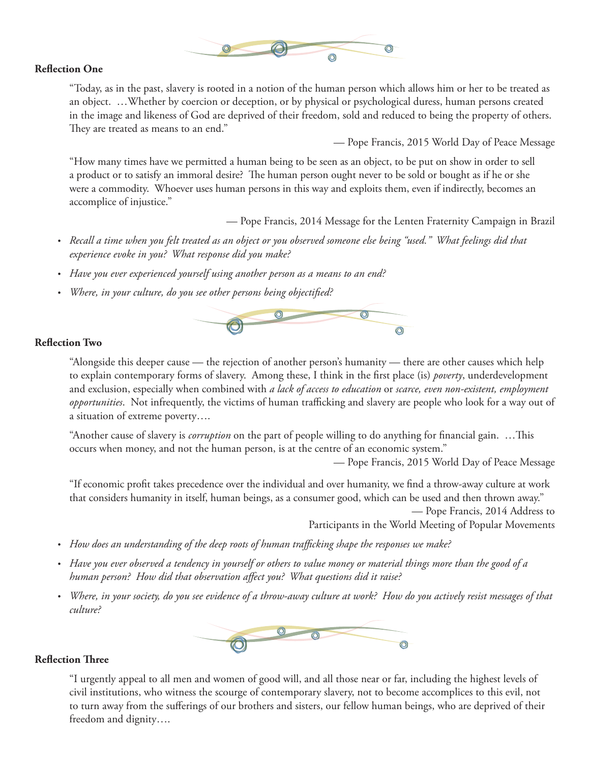**Reflection One**

"Today, as in the past, slavery is rooted in a notion of the human person which allows him or her to be treated as an object. …Whether by coercion or deception, or by physical or psychological duress, human persons created in the image and likeness of God are deprived of their freedom, sold and reduced to being the property of others. They are treated as means to an end."

— Pope Francis, 2015 World Day of Peace Message

"How many times have we permitted a human being to be seen as an object, to be put on show in order to sell a product or to satisfy an immoral desire? The human person ought never to be sold or bought as if he or she were a commodity. Whoever uses human persons in this way and exploits them, even if indirectly, becomes an accomplice of injustice."

— Pope Francis, 2014 Message for the Lenten Fraternity Campaign in Brazil

- *Recall a time when you felt treated as an object or you observed someone else being "used." What feelings did that experience evoke in you? What response did you make?*
- *Have you ever experienced yourself using another person as a means to an end?*
- *Where, in your culture, do you see other persons being objectified?*

**Reflection Two**

"Alongside this deeper cause — the rejection of another person's humanity — there are other causes which help to explain contemporary forms of slavery. Among these, I think in the first place (is) *poverty*, underdevelopment and exclusion, especially when combined with *a lack of access to education* or *scarce, even non-existent, employment opportunities*. Not infrequently, the victims of human trafficking and slavery are people who look for a way out of a situation of extreme poverty….

"Another cause of slavery is *corruption* on the part of people willing to do anything for financial gain. …This occurs when money, and not the human person, is at the centre of an economic system."

— Pope Francis, 2015 World Day of Peace Message

"If economic profit takes precedence over the individual and over humanity, we find a throw-away culture at work that considers humanity in itself, human beings, as a consumer good, which can be used and then thrown away."

— Pope Francis, 2014 Address to Participants in the World Meeting of Popular Movements

- *How does an understanding of the deep roots of human trafficking shape the responses we make?*
- *Have you ever observed a tendency in yourself or others to value money or material things more than the good of a human person? How did that observation affect you? What questions did it raise?*
- *Where, in your society, do you see evidence of a throw-away culture at work? How do you actively resist messages of that culture?*

**Reflection Three**

"I urgently appeal to all men and women of good will, and all those near or far, including the highest levels of civil institutions, who witness the scourge of contemporary slavery, not to become accomplices to this evil, not to turn away from the sufferings of our brothers and sisters, our fellow human beings, who are deprived of their freedom and dignity….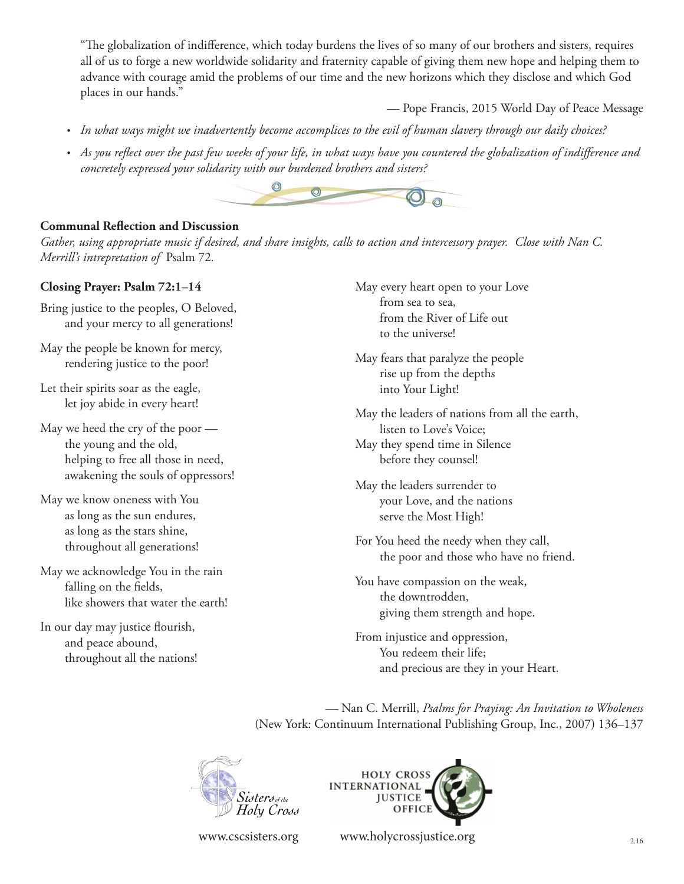"The globalization of indifference, which today burdens the lives of so many of our brothers and sisters, requires all of us to forge a new worldwide solidarity and fraternity capable of giving them new hope and helping them to advance with courage amid the problems of our time and the new horizons which they disclose and which God places in our hands."

— Pope Francis, 2015 World Day of Peace Message

- *In what ways might we inadvertently become accomplices to the evil of human slavery through our daily choices?*
- *As you reflect over the past few weeks of your life, in what ways have you countered the globalization of indifference and concretely expressed your solidarity with our burdened brothers and sisters?*

**Communal Reflection and Discussion**

*Gather, using appropriate music if desired, and share insights, calls to action and intercessory prayer. Close with Nan C. Merrill's intrepretation of* Psalm 72.

**Closing Prayer: Psalm 72:1–14**

Bring justice to the peoples, O Beloved,
and your mercy to all generations!

May the people be known for mercy,
rendering justice to the poor!

Let their spirits soar as the eagle,
let joy abide in every heart!

May we heed the cry of the poor —
the young and the old,
helping to free all those in need,
awakening the souls of oppressors!

May we know oneness with You
as long as the sun endures,
as long as the stars shine,
throughout all generations!

May we acknowledge You in the rain
falling on the fields,
like showers that water the earth!

In our day may justice flourish,
and peace abound,
throughout all the nations!

May every heart open to your Love
from sea to sea,
from the River of Life out
to the universe!

May fears that paralyze the people
rise up from the depths
into Your Light!

May the leaders of nations from all the earth,
listen to Love's Voice;
May they spend time in Silence
before they counsel!

May the leaders surrender to
your Love, and the nations
serve the Most High!

For You heed the needy when they call,
the poor and those who have no friend.

You have compassion on the weak,
the downtrodden,
giving them strength and hope.

From injustice and oppression,
You redeem their life;
and precious are they in your Heart.

— Nan C. Merrill, *Psalms for Praying: An Invitation to Wholeness* (New York: Continuum International Publishing Group, Inc., 2007) 136–137

Sisters of the Holy Cross

HOLY CROSS INTERNATIONAL JUSTICE OFFICE

www.cscsisters.org

www.holycrossjustice.org

2.16